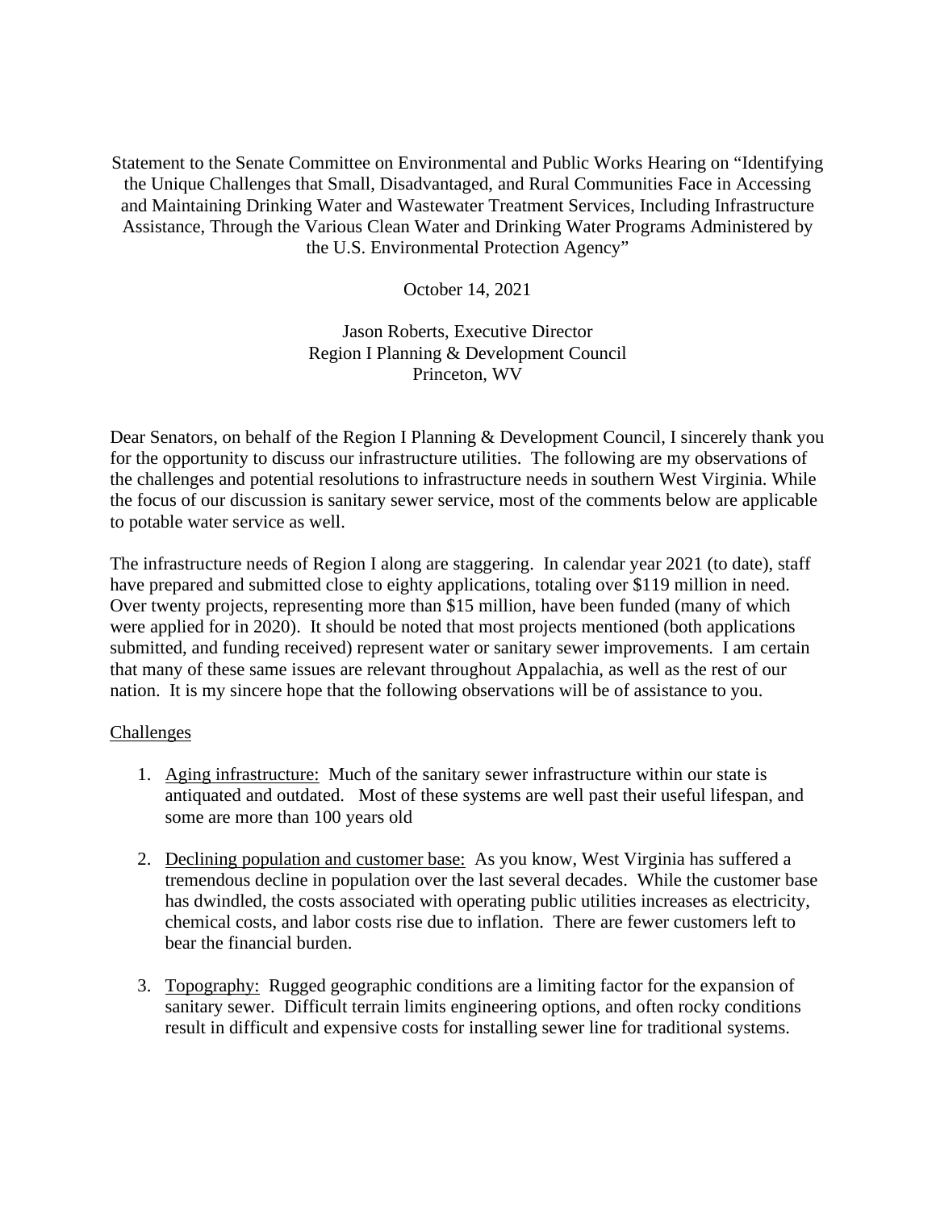Statement to the Senate Committee on Environmental and Public Works Hearing on "Identifying the Unique Challenges that Small, Disadvantaged, and Rural Communities Face in Accessing and Maintaining Drinking Water and Wastewater Treatment Services, Including Infrastructure Assistance, Through the Various Clean Water and Drinking Water Programs Administered by the U.S. Environmental Protection Agency"

October 14, 2021

Jason Roberts, Executive Director
Region I Planning & Development Council
Princeton, WV

Dear Senators, on behalf of the Region I Planning & Development Council, I sincerely thank you for the opportunity to discuss our infrastructure utilities. The following are my observations of the challenges and potential resolutions to infrastructure needs in southern West Virginia. While the focus of our discussion is sanitary sewer service, most of the comments below are applicable to potable water service as well.

The infrastructure needs of Region I along are staggering. In calendar year 2021 (to date), staff have prepared and submitted close to eighty applications, totaling over $119 million in need. Over twenty projects, representing more than $15 million, have been funded (many of which were applied for in 2020). It should be noted that most projects mentioned (both applications submitted, and funding received) represent water or sanitary sewer improvements. I am certain that many of these same issues are relevant throughout Appalachia, as well as the rest of our nation. It is my sincere hope that the following observations will be of assistance to you.

<u>Challenges</u>

1. <u>Aging infrastructure:</u> Much of the sanitary sewer infrastructure within our state is antiquated and outdated. Most of these systems are well past their useful lifespan, and some are more than 100 years old

2. <u>Declining population and customer base:</u> As you know, West Virginia has suffered a tremendous decline in population over the last several decades. While the customer base has dwindled, the costs associated with operating public utilities increases as electricity, chemical costs, and labor costs rise due to inflation. There are fewer customers left to bear the financial burden.

3. <u>Topography:</u> Rugged geographic conditions are a limiting factor for the expansion of sanitary sewer. Difficult terrain limits engineering options, and often rocky conditions result in difficult and expensive costs for installing sewer line for traditional systems.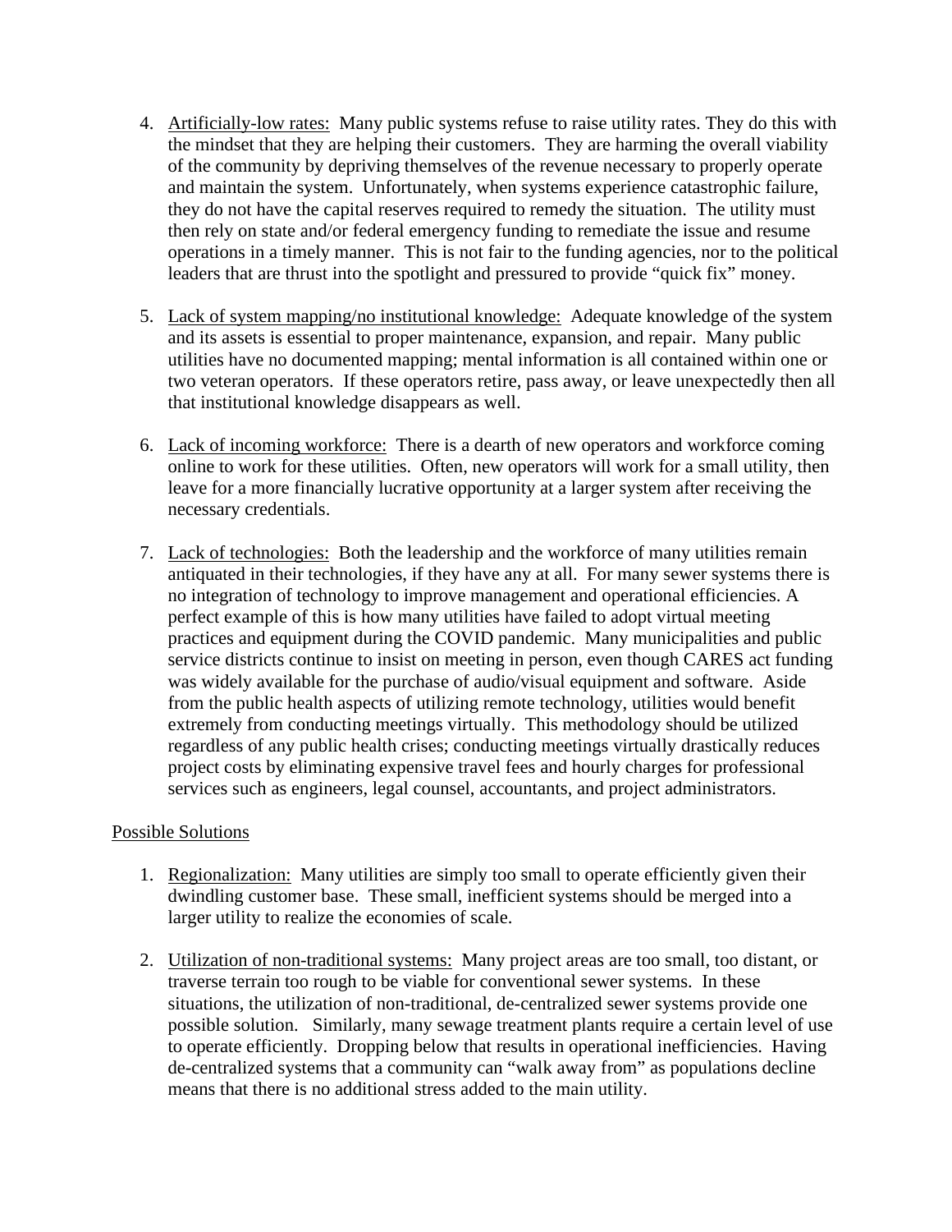4. <u>Artificially-low rates:</u> Many public systems refuse to raise utility rates. They do this with the mindset that they are helping their customers. They are harming the overall viability of the community by depriving themselves of the revenue necessary to properly operate and maintain the system. Unfortunately, when systems experience catastrophic failure, they do not have the capital reserves required to remedy the situation. The utility must then rely on state and/or federal emergency funding to remediate the issue and resume operations in a timely manner. This is not fair to the funding agencies, nor to the political leaders that are thrust into the spotlight and pressured to provide "quick fix" money.

5. <u>Lack of system mapping/no institutional knowledge:</u> Adequate knowledge of the system and its assets is essential to proper maintenance, expansion, and repair. Many public utilities have no documented mapping; mental information is all contained within one or two veteran operators. If these operators retire, pass away, or leave unexpectedly then all that institutional knowledge disappears as well.

6. <u>Lack of incoming workforce:</u> There is a dearth of new operators and workforce coming online to work for these utilities. Often, new operators will work for a small utility, then leave for a more financially lucrative opportunity at a larger system after receiving the necessary credentials.

7. <u>Lack of technologies:</u> Both the leadership and the workforce of many utilities remain antiquated in their technologies, if they have any at all. For many sewer systems there is no integration of technology to improve management and operational efficiencies. A perfect example of this is how many utilities have failed to adopt virtual meeting practices and equipment during the COVID pandemic. Many municipalities and public service districts continue to insist on meeting in person, even though CARES act funding was widely available for the purchase of audio/visual equipment and software. Aside from the public health aspects of utilizing remote technology, utilities would benefit extremely from conducting meetings virtually. This methodology should be utilized regardless of any public health crises; conducting meetings virtually drastically reduces project costs by eliminating expensive travel fees and hourly charges for professional services such as engineers, legal counsel, accountants, and project administrators.

<u>Possible Solutions</u>

1. <u>Regionalization:</u> Many utilities are simply too small to operate efficiently given their dwindling customer base. These small, inefficient systems should be merged into a larger utility to realize the economies of scale.

2. <u>Utilization of non-traditional systems:</u> Many project areas are too small, too distant, or traverse terrain too rough to be viable for conventional sewer systems. In these situations, the utilization of non-traditional, de-centralized sewer systems provide one possible solution. Similarly, many sewage treatment plants require a certain level of use to operate efficiently. Dropping below that results in operational inefficiencies. Having de-centralized systems that a community can "walk away from" as populations decline means that there is no additional stress added to the main utility.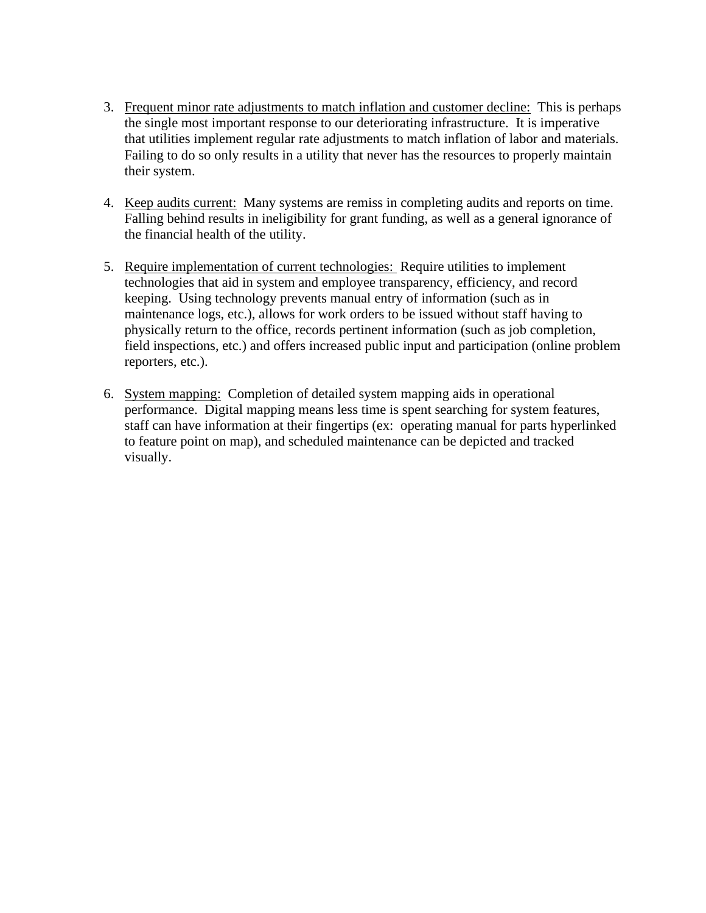3. <u>Frequent minor rate adjustments to match inflation and customer decline:</u> This is perhaps the single most important response to our deteriorating infrastructure. It is imperative that utilities implement regular rate adjustments to match inflation of labor and materials. Failing to do so only results in a utility that never has the resources to properly maintain their system.

4. <u>Keep audits current:</u> Many systems are remiss in completing audits and reports on time. Falling behind results in ineligibility for grant funding, as well as a general ignorance of the financial health of the utility.

5. <u>Require implementation of current technologies:</u> Require utilities to implement technologies that aid in system and employee transparency, efficiency, and record keeping. Using technology prevents manual entry of information (such as in maintenance logs, etc.), allows for work orders to be issued without staff having to physically return to the office, records pertinent information (such as job completion, field inspections, etc.) and offers increased public input and participation (online problem reporters, etc.).

6. <u>System mapping:</u> Completion of detailed system mapping aids in operational performance. Digital mapping means less time is spent searching for system features, staff can have information at their fingertips (ex: operating manual for parts hyperlinked to feature point on map), and scheduled maintenance can be depicted and tracked visually.